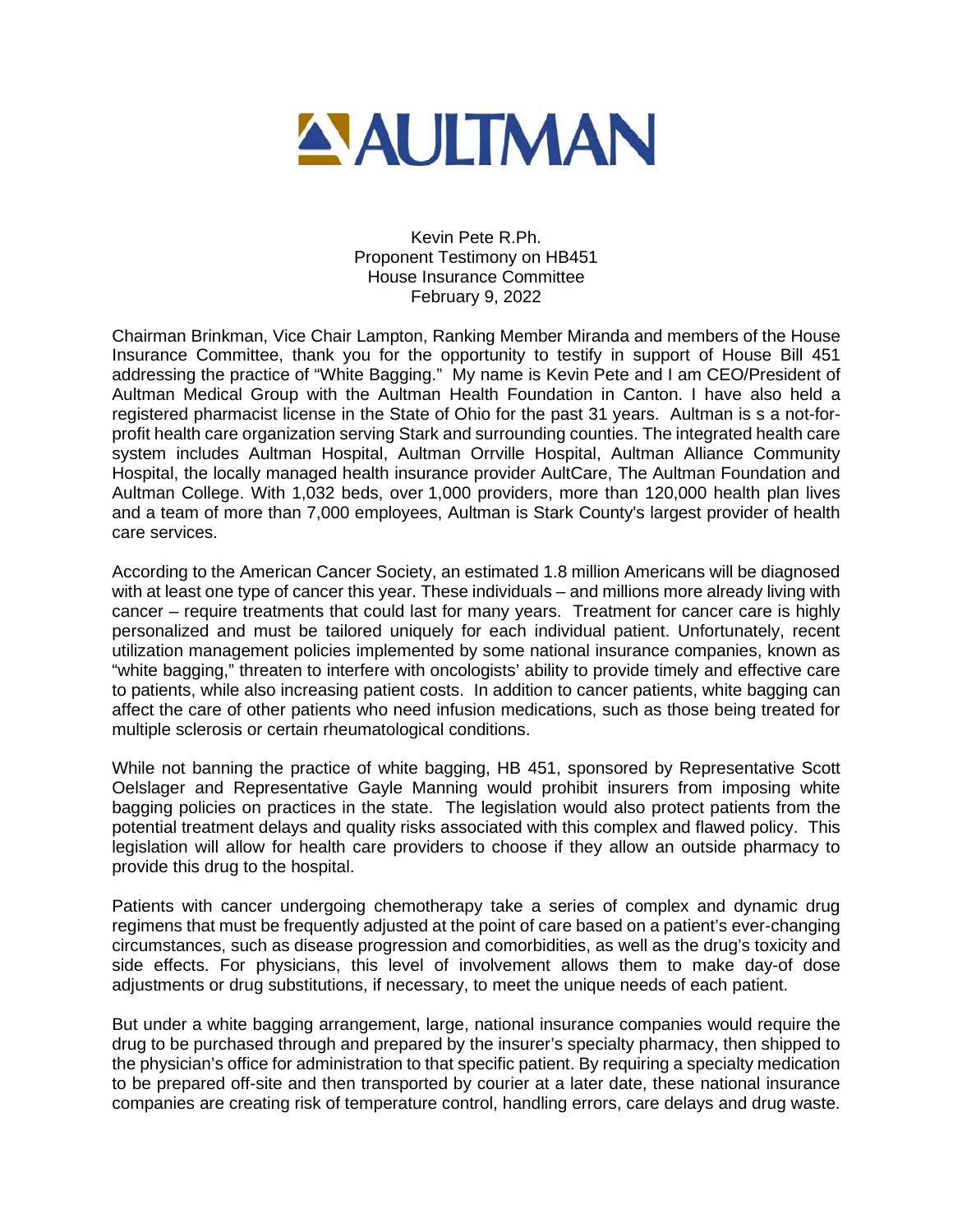# AULTMAN

Kevin Pete R.Ph.
Proponent Testimony on HB451
House Insurance Committee
February 9, 2022

Chairman Brinkman, Vice Chair Lampton, Ranking Member Miranda and members of the House Insurance Committee, thank you for the opportunity to testify in support of House Bill 451 addressing the practice of "White Bagging." My name is Kevin Pete and I am CEO/President of Aultman Medical Group with the Aultman Health Foundation in Canton. I have also held a registered pharmacist license in the State of Ohio for the past 31 years. Aultman is s a not-for-profit health care organization serving Stark and surrounding counties. The integrated health care system includes Aultman Hospital, Aultman Orrville Hospital, Aultman Alliance Community Hospital, the locally managed health insurance provider AultCare, The Aultman Foundation and Aultman College. With 1,032 beds, over 1,000 providers, more than 120,000 health plan lives and a team of more than 7,000 employees, Aultman is Stark County's largest provider of health care services.

According to the American Cancer Society, an estimated 1.8 million Americans will be diagnosed with at least one type of cancer this year. These individuals – and millions more already living with cancer – require treatments that could last for many years. Treatment for cancer care is highly personalized and must be tailored uniquely for each individual patient. Unfortunately, recent utilization management policies implemented by some national insurance companies, known as "white bagging," threaten to interfere with oncologists' ability to provide timely and effective care to patients, while also increasing patient costs. In addition to cancer patients, white bagging can affect the care of other patients who need infusion medications, such as those being treated for multiple sclerosis or certain rheumatological conditions.

While not banning the practice of white bagging, HB 451, sponsored by Representative Scott Oelslager and Representative Gayle Manning would prohibit insurers from imposing white bagging policies on practices in the state. The legislation would also protect patients from the potential treatment delays and quality risks associated with this complex and flawed policy. This legislation will allow for health care providers to choose if they allow an outside pharmacy to provide this drug to the hospital.

Patients with cancer undergoing chemotherapy take a series of complex and dynamic drug regimens that must be frequently adjusted at the point of care based on a patient's ever-changing circumstances, such as disease progression and comorbidities, as well as the drug's toxicity and side effects. For physicians, this level of involvement allows them to make day-of dose adjustments or drug substitutions, if necessary, to meet the unique needs of each patient.

But under a white bagging arrangement, large, national insurance companies would require the drug to be purchased through and prepared by the insurer's specialty pharmacy, then shipped to the physician's office for administration to that specific patient. By requiring a specialty medication to be prepared off-site and then transported by courier at a later date, these national insurance companies are creating risk of temperature control, handling errors, care delays and drug waste.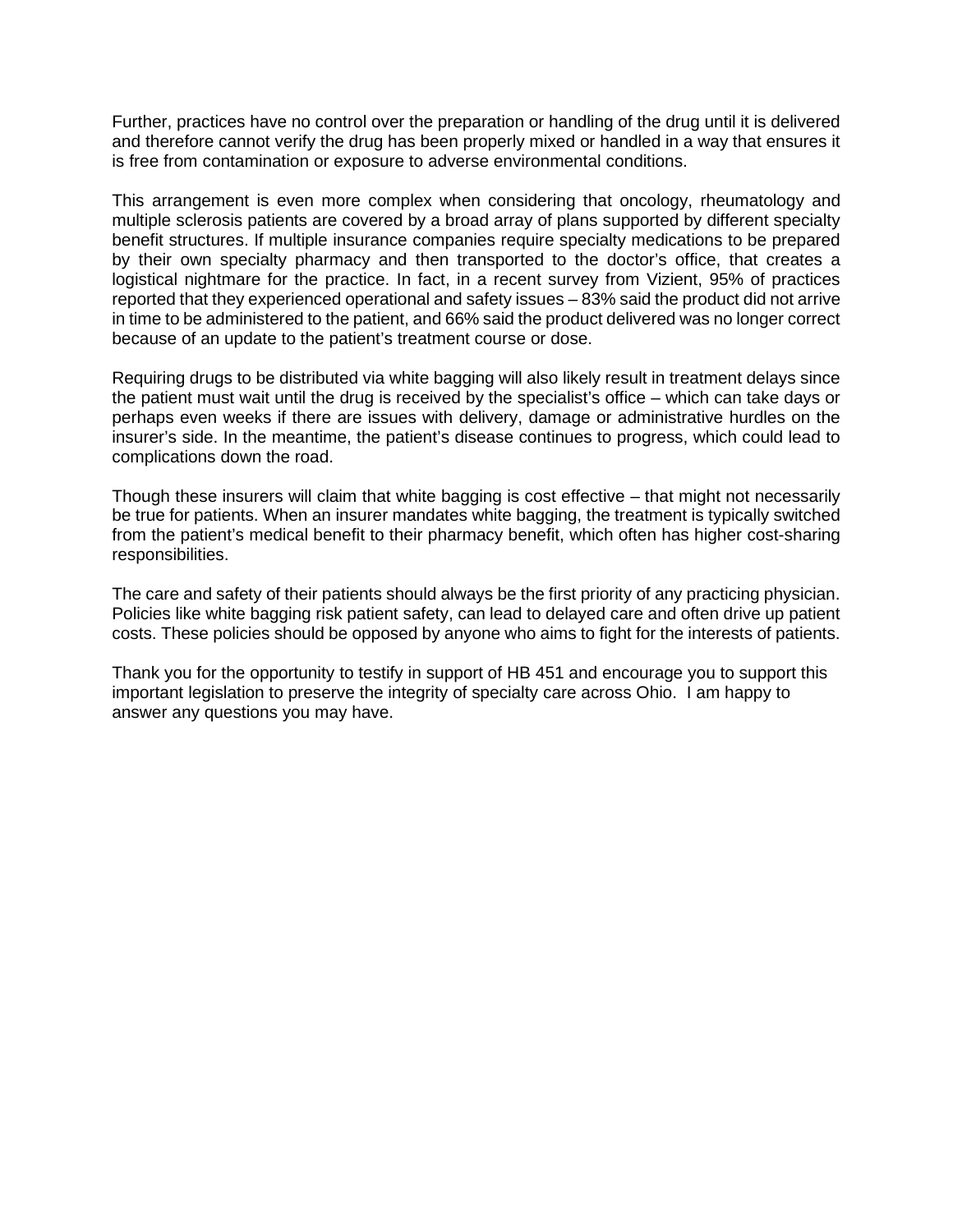Further, practices have no control over the preparation or handling of the drug until it is delivered and therefore cannot verify the drug has been properly mixed or handled in a way that ensures it is free from contamination or exposure to adverse environmental conditions.

This arrangement is even more complex when considering that oncology, rheumatology and multiple sclerosis patients are covered by a broad array of plans supported by different specialty benefit structures. If multiple insurance companies require specialty medications to be prepared by their own specialty pharmacy and then transported to the doctor's office, that creates a logistical nightmare for the practice. In fact, in a recent survey from Vizient, 95% of practices reported that they experienced operational and safety issues – 83% said the product did not arrive in time to be administered to the patient, and 66% said the product delivered was no longer correct because of an update to the patient's treatment course or dose.

Requiring drugs to be distributed via white bagging will also likely result in treatment delays since the patient must wait until the drug is received by the specialist's office – which can take days or perhaps even weeks if there are issues with delivery, damage or administrative hurdles on the insurer's side. In the meantime, the patient's disease continues to progress, which could lead to complications down the road.

Though these insurers will claim that white bagging is cost effective – that might not necessarily be true for patients. When an insurer mandates white bagging, the treatment is typically switched from the patient's medical benefit to their pharmacy benefit, which often has higher cost-sharing responsibilities.

The care and safety of their patients should always be the first priority of any practicing physician. Policies like white bagging risk patient safety, can lead to delayed care and often drive up patient costs. These policies should be opposed by anyone who aims to fight for the interests of patients.

Thank you for the opportunity to testify in support of HB 451 and encourage you to support this important legislation to preserve the integrity of specialty care across Ohio. I am happy to answer any questions you may have.